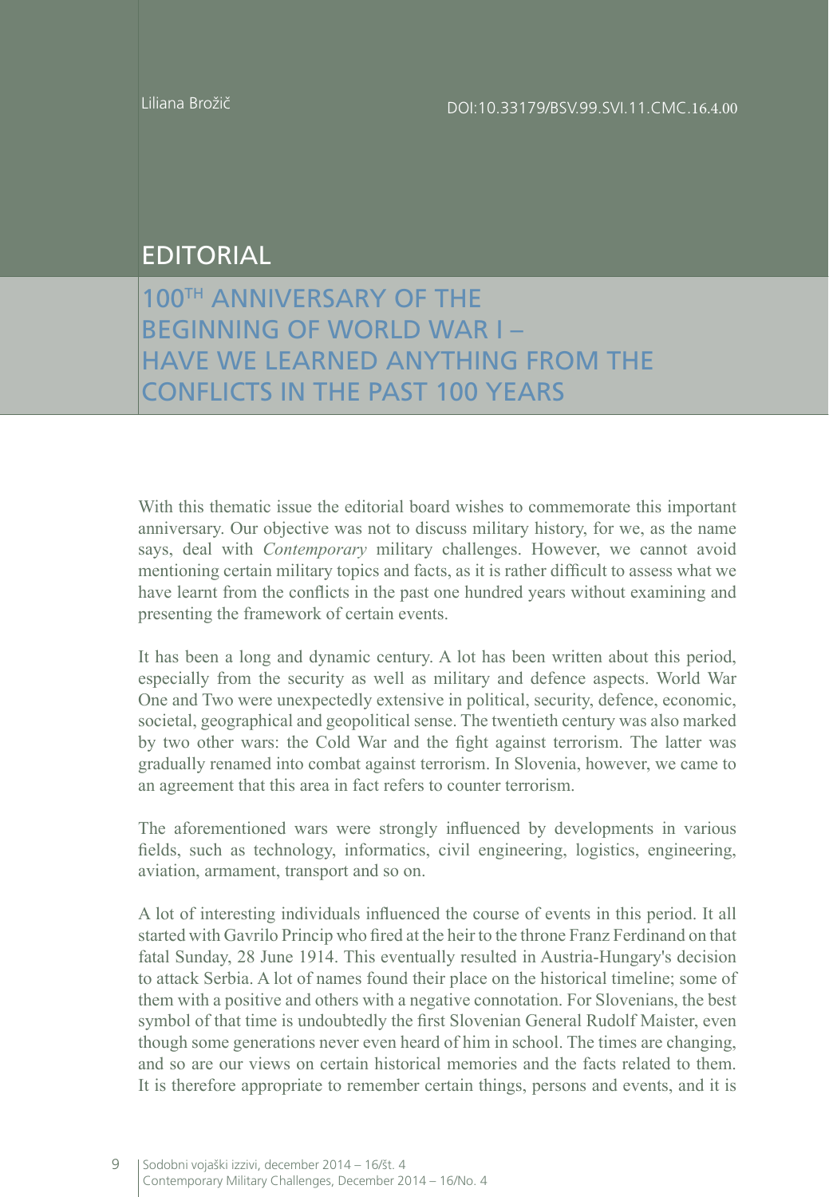Liliana Brožič

DOI:10.33179/BSV.99.SVI.11.CMC.16.4.00

# EDITORIAL

## 100TH ANNIVERSARY OF THE BEGINNING OF WORLD WAR I – HAVE WE LEARNED ANYTHING FROM THE CONFLICTS IN THE PAST 100 YEARS

With this thematic issue the editorial board wishes to commemorate this important anniversary. Our objective was not to discuss military history, for we, as the name says, deal with *Contemporary* military challenges. However, we cannot avoid mentioning certain military topics and facts, as it is rather difficult to assess what we have learnt from the conflicts in the past one hundred years without examining and presenting the framework of certain events.

It has been a long and dynamic century. A lot has been written about this period, especially from the security as well as military and defence aspects. World War One and Two were unexpectedly extensive in political, security, defence, economic, societal, geographical and geopolitical sense. The twentieth century was also marked by two other wars: the Cold War and the fight against terrorism. The latter was gradually renamed into combat against terrorism. In Slovenia, however, we came to an agreement that this area in fact refers to counter terrorism.

The aforementioned wars were strongly influenced by developments in various fields, such as technology, informatics, civil engineering, logistics, engineering, aviation, armament, transport and so on.

A lot of interesting individuals influenced the course of events in this period. It all started with Gavrilo Princip who fired at the heir to the throne Franz Ferdinand on that fatal Sunday, 28 June 1914. This eventually resulted in Austria-Hungary's decision to attack Serbia. A lot of names found their place on the historical timeline; some of them with a positive and others with a negative connotation. For Slovenians, the best symbol of that time is undoubtedly the first Slovenian General Rudolf Maister, even though some generations never even heard of him in school. The times are changing, and so are our views on certain historical memories and the facts related to them. It is therefore appropriate to remember certain things, persons and events, and it is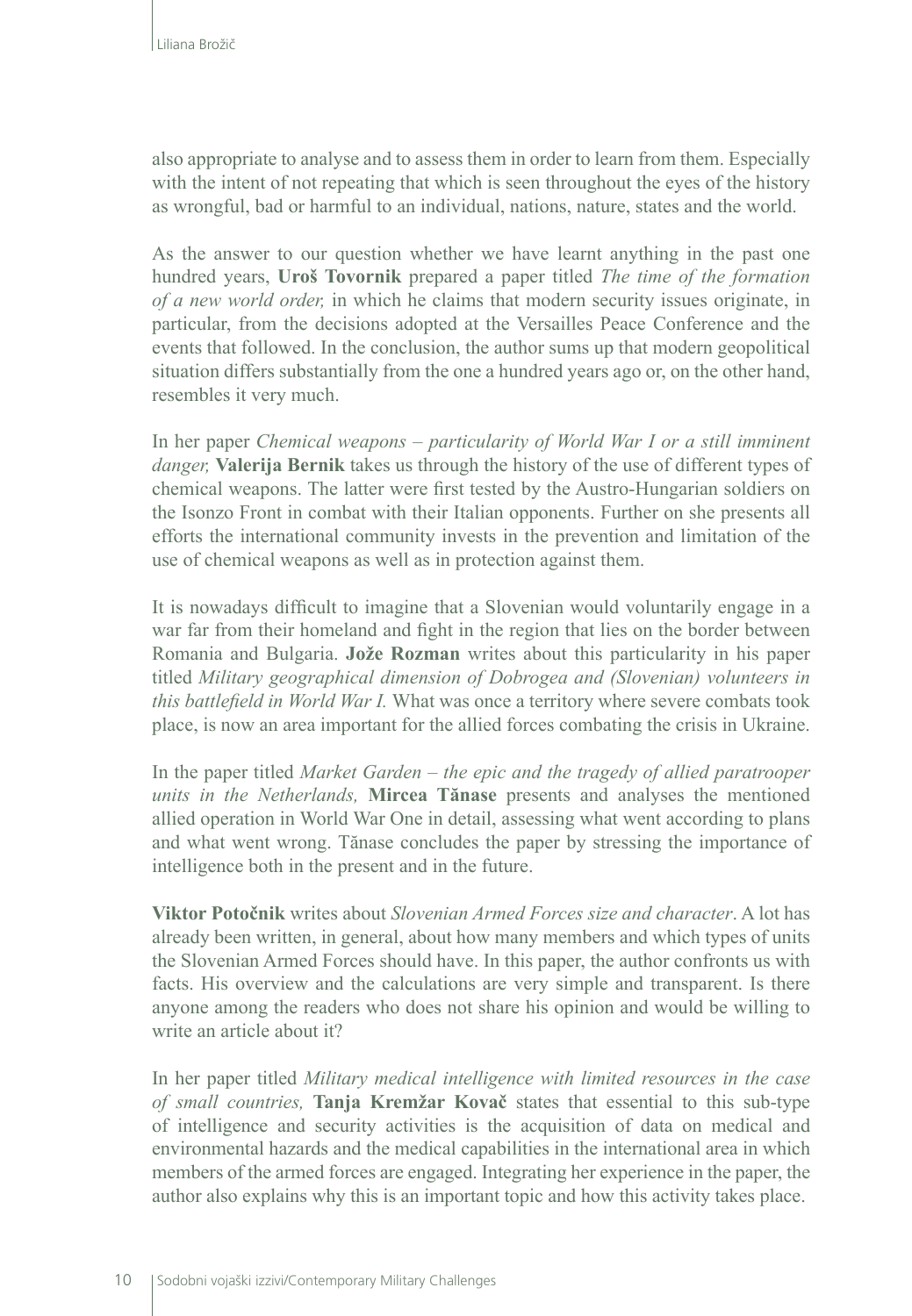also appropriate to analyse and to assess them in order to learn from them. Especially with the intent of not repeating that which is seen throughout the eyes of the history as wrongful, bad or harmful to an individual, nations, nature, states and the world.

As the answer to our question whether we have learnt anything in the past one hundred years, **Uroš Tovornik** prepared a paper titled *The time of the formation of a new world order,* in which he claims that modern security issues originate, in particular, from the decisions adopted at the Versailles Peace Conference and the events that followed. In the conclusion, the author sums up that modern geopolitical situation differs substantially from the one a hundred years ago or, on the other hand, resembles it very much.

In her paper *Chemical weapons – particularity of World War I or a still imminent danger,* **Valerija Bernik** takes us through the history of the use of different types of chemical weapons. The latter were first tested by the Austro-Hungarian soldiers on the Isonzo Front in combat with their Italian opponents. Further on she presents all efforts the international community invests in the prevention and limitation of the use of chemical weapons as well as in protection against them.

It is nowadays difficult to imagine that a Slovenian would voluntarily engage in a war far from their homeland and fight in the region that lies on the border between Romania and Bulgaria. **Jože Rozman** writes about this particularity in his paper titled *Military geographical dimension of Dobrogea and (Slovenian) volunteers in this battlefield in World War I.* What was once a territory where severe combats took place, is now an area important for the allied forces combating the crisis in Ukraine.

In the paper titled *Market Garden – the epic and the tragedy of allied paratrooper units in the Netherlands,* **Mircea Tănase** presents and analyses the mentioned allied operation in World War One in detail, assessing what went according to plans and what went wrong. Tănase concludes the paper by stressing the importance of intelligence both in the present and in the future.

**Viktor Potočnik** writes about *Slovenian Armed Forces size and character*. A lot has already been written, in general, about how many members and which types of units the Slovenian Armed Forces should have. In this paper, the author confronts us with facts. His overview and the calculations are very simple and transparent. Is there anyone among the readers who does not share his opinion and would be willing to write an article about it?

In her paper titled *Military medical intelligence with limited resources in the case of small countries,* **Tanja Kremžar Kovač** states that essential to this sub-type of intelligence and security activities is the acquisition of data on medical and environmental hazards and the medical capabilities in the international area in which members of the armed forces are engaged. Integrating her experience in the paper, the author also explains why this is an important topic and how this activity takes place.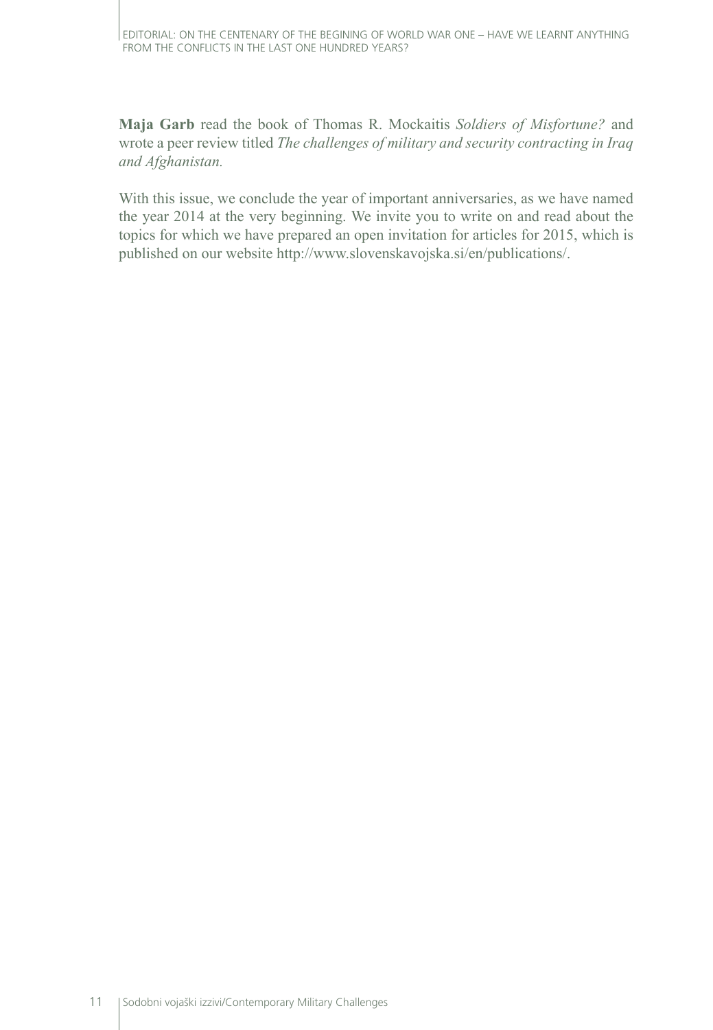**Maja Garb** read the book of Thomas R. Mockaitis *Soldiers of Misfortune?* and wrote a peer review titled *The challenges of military and security contracting in Iraq and Afghanistan.*

With this issue, we conclude the year of important anniversaries, as we have named the year 2014 at the very beginning. We invite you to write on and read about the topics for which we have prepared an open invitation for articles for 2015, which is published on our website http://www.slovenskavojska.si/en/publications/.